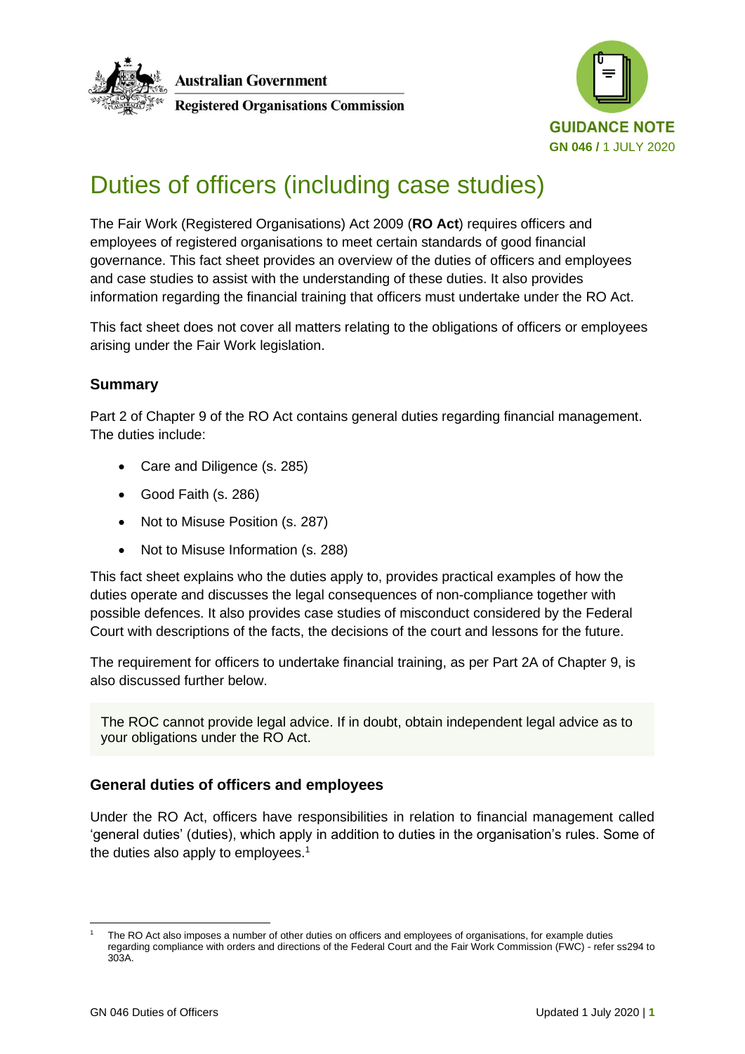Australian Government

Registered Organisations Commission

GUIDANCE NOTE

GN 046 / 1 JULY 2020

# Duties of officers (including case studies)

The Fair Work (Registered Organisations) Act 2009 (**RO Act**) requires officers and employees of registered organisations to meet certain standards of good financial governance. This fact sheet provides an overview of the duties of officers and employees and case studies to assist with the understanding of these duties. It also provides information regarding the financial training that officers must undertake under the RO Act.

This fact sheet does not cover all matters relating to the obligations of officers or employees arising under the Fair Work legislation.

## Summary

Part 2 of Chapter 9 of the RO Act contains general duties regarding financial management. The duties include:

- Care and Diligence (s. 285)
- Good Faith (s. 286)
- Not to Misuse Position (s. 287)
- Not to Misuse Information (s. 288)

This fact sheet explains who the duties apply to, provides practical examples of how the duties operate and discusses the legal consequences of non-compliance together with possible defences. It also provides case studies of misconduct considered by the Federal Court with descriptions of the facts, the decisions of the court and lessons for the future.

The requirement for officers to undertake financial training, as per Part 2A of Chapter 9, is also discussed further below.

> The ROC cannot provide legal advice. If in doubt, obtain independent legal advice as to your obligations under the RO Act.

## General duties of officers and employees

Under the RO Act, officers have responsibilities in relation to financial management called 'general duties' (duties), which apply in addition to duties in the organisation's rules. Some of the duties also apply to employees.[1]

[1] The RO Act also imposes a number of other duties on officers and employees of organisations, for example duties regarding compliance with orders and directions of the Federal Court and the Fair Work Commission (FWC) - refer ss294 to 303A.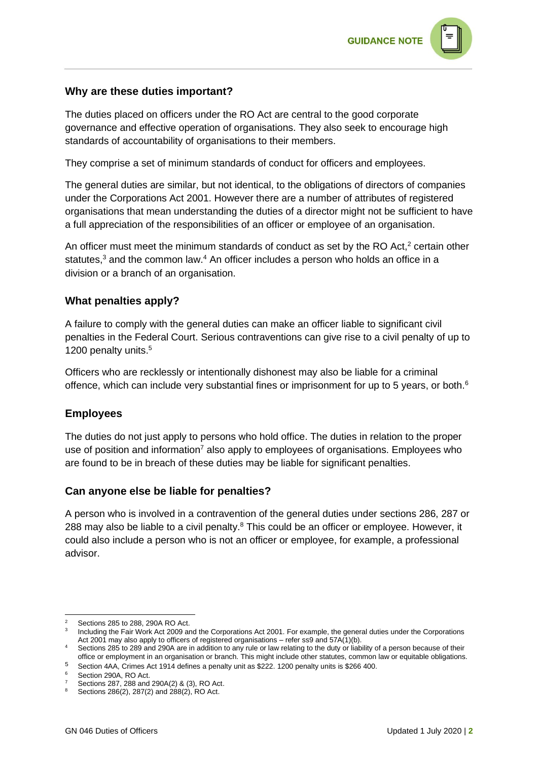## Why are these duties important?

The duties placed on officers under the RO Act are central to the good corporate governance and effective operation of organisations. They also seek to encourage high standards of accountability of organisations to their members.

They comprise a set of minimum standards of conduct for officers and employees.

The general duties are similar, but not identical, to the obligations of directors of companies under the Corporations Act 2001. However there are a number of attributes of registered organisations that mean understanding the duties of a director might not be sufficient to have a full appreciation of the responsibilities of an officer or employee of an organisation.

An officer must meet the minimum standards of conduct as set by the RO Act,[2] certain other statutes,[3] and the common law.[4] An officer includes a person who holds an office in a division or a branch of an organisation.

## What penalties apply?

A failure to comply with the general duties can make an officer liable to significant civil penalties in the Federal Court. Serious contraventions can give rise to a civil penalty of up to 1200 penalty units.[5]

Officers who are recklessly or intentionally dishonest may also be liable for a criminal offence, which can include very substantial fines or imprisonment for up to 5 years, or both.[6]

## Employees

The duties do not just apply to persons who hold office. The duties in relation to the proper use of position and information[7] also apply to employees of organisations. Employees who are found to be in breach of these duties may be liable for significant penalties.

## Can anyone else be liable for penalties?

A person who is involved in a contravention of the general duties under sections 286, 287 or 288 may also be liable to a civil penalty.[8] This could be an officer or employee. However, it could also include a person who is not an officer or employee, for example, a professional advisor.

---

[2] Sections 285 to 288, 290A RO Act.

[3] Including the Fair Work Act 2009 and the Corporations Act 2001. For example, the general duties under the Corporations Act 2001 may also apply to officers of registered organisations – refer ss9 and 57A(1)(b).

[4] Sections 285 to 289 and 290A are in addition to any rule or law relating to the duty or liability of a person because of their office or employment in an organisation or branch. This might include other statutes, common law or equitable obligations.

[5] Section 4AA, Crimes Act 1914 defines a penalty unit as $222. 1200 penalty units is $266 400.

[6] Section 290A, RO Act.

[7] Sections 287, 288 and 290A(2) & (3), RO Act.

[8] Sections 286(2), 287(2) and 288(2), RO Act.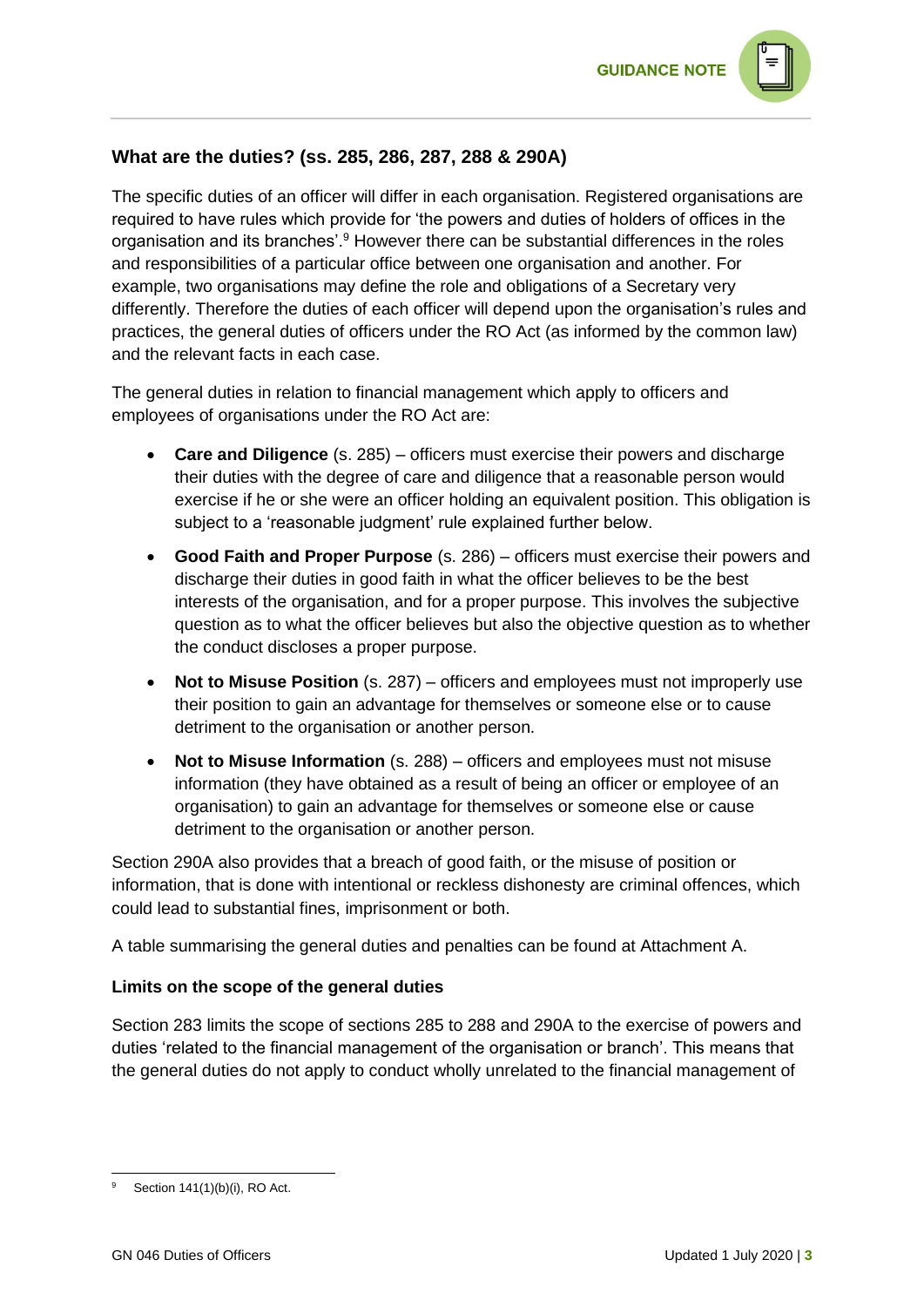## What are the duties? (ss. 285, 286, 287, 288 & 290A)

The specific duties of an officer will differ in each organisation. Registered organisations are required to have rules which provide for 'the powers and duties of holders of offices in the organisation and its branches'.[9] However there can be substantial differences in the roles and responsibilities of a particular office between one organisation and another. For example, two organisations may define the role and obligations of a Secretary very differently. Therefore the duties of each officer will depend upon the organisation's rules and practices, the general duties of officers under the RO Act (as informed by the common law) and the relevant facts in each case.

The general duties in relation to financial management which apply to officers and employees of organisations under the RO Act are:

- **Care and Diligence** (s. 285) – officers must exercise their powers and discharge their duties with the degree of care and diligence that a reasonable person would exercise if he or she were an officer holding an equivalent position. This obligation is subject to a 'reasonable judgment' rule explained further below.
- **Good Faith and Proper Purpose** (s. 286) – officers must exercise their powers and discharge their duties in good faith in what the officer believes to be the best interests of the organisation, and for a proper purpose. This involves the subjective question as to what the officer believes but also the objective question as to whether the conduct discloses a proper purpose.
- **Not to Misuse Position** (s. 287) – officers and employees must not improperly use their position to gain an advantage for themselves or someone else or to cause detriment to the organisation or another person.
- **Not to Misuse Information** (s. 288) – officers and employees must not misuse information (they have obtained as a result of being an officer or employee of an organisation) to gain an advantage for themselves or someone else or cause detriment to the organisation or another person.

Section 290A also provides that a breach of good faith, or the misuse of position or information, that is done with intentional or reckless dishonesty are criminal offences, which could lead to substantial fines, imprisonment or both.

A table summarising the general duties and penalties can be found at Attachment A.

### Limits on the scope of the general duties

Section 283 limits the scope of sections 285 to 288 and 290A to the exercise of powers and duties 'related to the financial management of the organisation or branch'. This means that the general duties do not apply to conduct wholly unrelated to the financial management of

---

[9] Section 141(1)(b)(i), RO Act.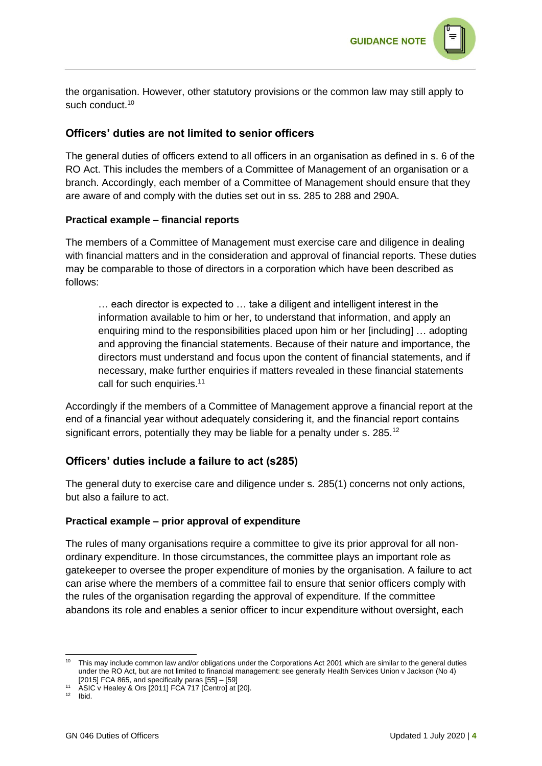the organisation. However, other statutory provisions or the common law may still apply to such conduct.[10]

## Officers' duties are not limited to senior officers

The general duties of officers extend to all officers in an organisation as defined in s. 6 of the RO Act. This includes the members of a Committee of Management of an organisation or a branch. Accordingly, each member of a Committee of Management should ensure that they are aware of and comply with the duties set out in ss. 285 to 288 and 290A.

### Practical example – financial reports

The members of a Committee of Management must exercise care and diligence in dealing with financial matters and in the consideration and approval of financial reports. These duties may be comparable to those of directors in a corporation which have been described as follows:

> … each director is expected to … take a diligent and intelligent interest in the information available to him or her, to understand that information, and apply an enquiring mind to the responsibilities placed upon him or her [including] … adopting and approving the financial statements. Because of their nature and importance, the directors must understand and focus upon the content of financial statements, and if necessary, make further enquiries if matters revealed in these financial statements call for such enquiries.[11]

Accordingly if the members of a Committee of Management approve a financial report at the end of a financial year without adequately considering it, and the financial report contains significant errors, potentially they may be liable for a penalty under s. 285.[12]

## Officers' duties include a failure to act (s285)

The general duty to exercise care and diligence under s. 285(1) concerns not only actions, but also a failure to act.

### Practical example – prior approval of expenditure

The rules of many organisations require a committee to give its prior approval for all non-ordinary expenditure. In those circumstances, the committee plays an important role as gatekeeper to oversee the proper expenditure of monies by the organisation. A failure to act can arise where the members of a committee fail to ensure that senior officers comply with the rules of the organisation regarding the approval of expenditure. If the committee abandons its role and enables a senior officer to incur expenditure without oversight, each

---

[10] This may include common law and/or obligations under the Corporations Act 2001 which are similar to the general duties under the RO Act, but are not limited to financial management: see generally Health Services Union v Jackson (No 4) [2015] FCA 865, and specifically paras [55] – [59]

[11] ASIC v Healey & Ors [2011] FCA 717 [Centro] at [20].

[12] Ibid.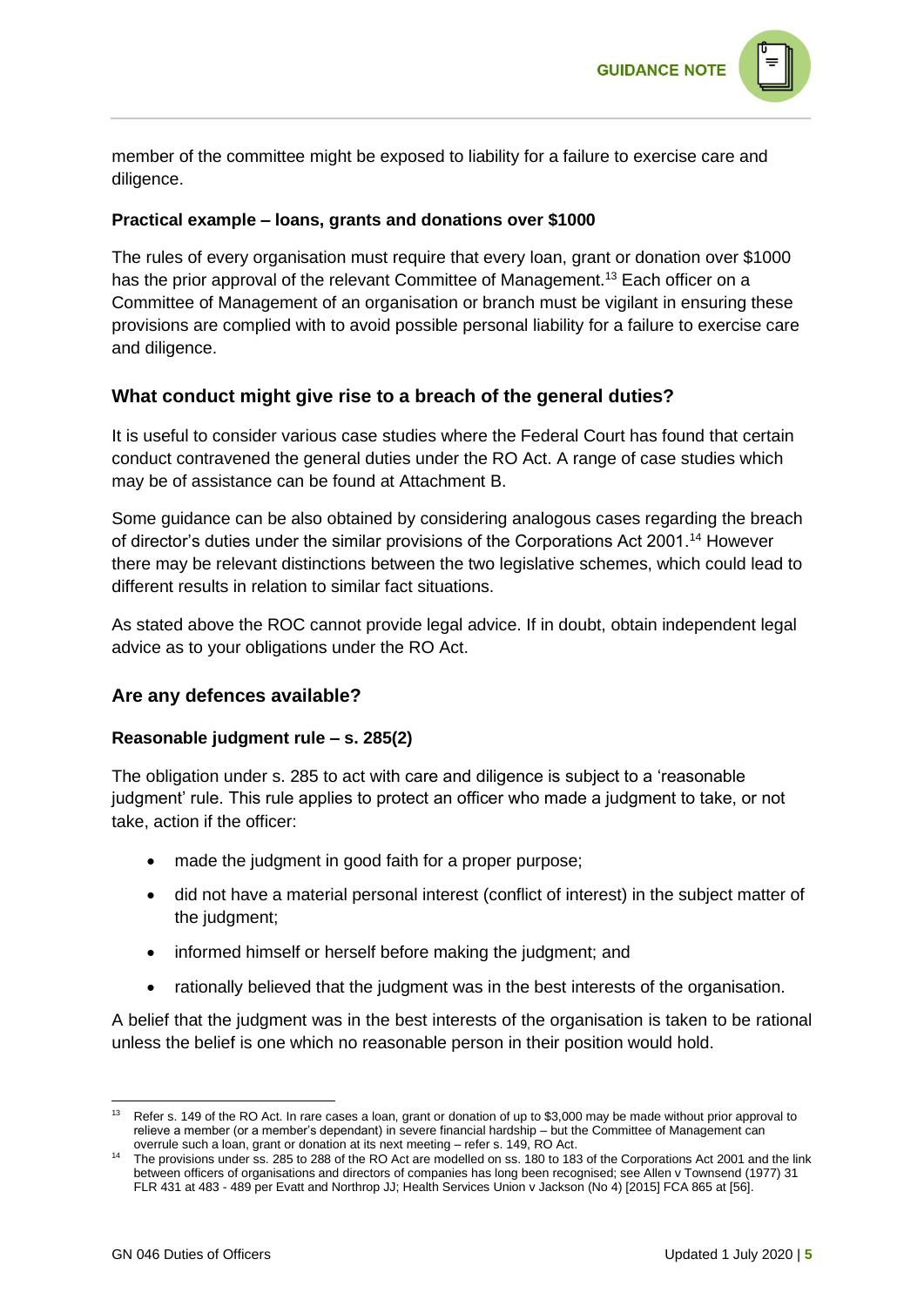member of the committee might be exposed to liability for a failure to exercise care and diligence.

**Practical example – loans, grants and donations over $1000**

The rules of every organisation must require that every loan, grant or donation over $1000 has the prior approval of the relevant Committee of Management.[13] Each officer on a Committee of Management of an organisation or branch must be vigilant in ensuring these provisions are complied with to avoid possible personal liability for a failure to exercise care and diligence.

## What conduct might give rise to a breach of the general duties?

It is useful to consider various case studies where the Federal Court has found that certain conduct contravened the general duties under the RO Act. A range of case studies which may be of assistance can be found at Attachment B.

Some guidance can be also obtained by considering analogous cases regarding the breach of director's duties under the similar provisions of the Corporations Act 2001.[14] However there may be relevant distinctions between the two legislative schemes, which could lead to different results in relation to similar fact situations.

As stated above the ROC cannot provide legal advice. If in doubt, obtain independent legal advice as to your obligations under the RO Act.

## Are any defences available?

### Reasonable judgment rule – s. 285(2)

The obligation under s. 285 to act with care and diligence is subject to a 'reasonable judgment' rule. This rule applies to protect an officer who made a judgment to take, or not take, action if the officer:

- made the judgment in good faith for a proper purpose;
- did not have a material personal interest (conflict of interest) in the subject matter of the judgment;
- informed himself or herself before making the judgment; and
- rationally believed that the judgment was in the best interests of the organisation.

A belief that the judgment was in the best interests of the organisation is taken to be rational unless the belief is one which no reasonable person in their position would hold.

---

[13] Refer s. 149 of the RO Act. In rare cases a loan, grant or donation of up to $3,000 may be made without prior approval to relieve a member (or a member's dependant) in severe financial hardship – but the Committee of Management can overrule such a loan, grant or donation at its next meeting – refer s. 149, RO Act.

[14] The provisions under ss. 285 to 288 of the RO Act are modelled on ss. 180 to 183 of the Corporations Act 2001 and the link between officers of organisations and directors of companies has long been recognised; see Allen v Townsend (1977) 31 FLR 431 at 483 - 489 per Evatt and Northrop JJ; Health Services Union v Jackson (No 4) [2015] FCA 865 at [56].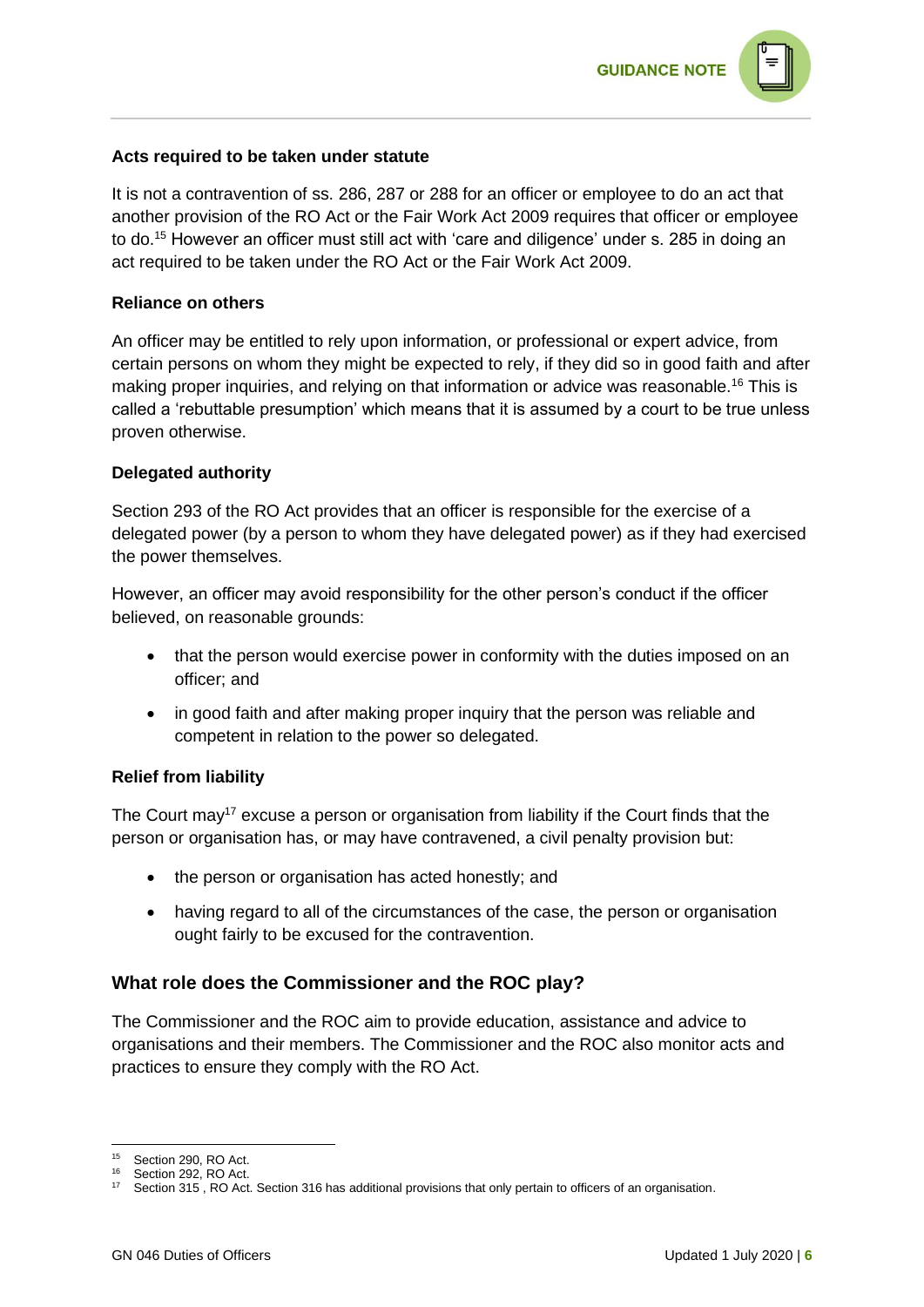### Acts required to be taken under statute

It is not a contravention of ss. 286, 287 or 288 for an officer or employee to do an act that another provision of the RO Act or the Fair Work Act 2009 requires that officer or employee to do.[15] However an officer must still act with 'care and diligence' under s. 285 in doing an act required to be taken under the RO Act or the Fair Work Act 2009.

### Reliance on others

An officer may be entitled to rely upon information, or professional or expert advice, from certain persons on whom they might be expected to rely, if they did so in good faith and after making proper inquiries, and relying on that information or advice was reasonable.[16] This is called a 'rebuttable presumption' which means that it is assumed by a court to be true unless proven otherwise.

### Delegated authority

Section 293 of the RO Act provides that an officer is responsible for the exercise of a delegated power (by a person to whom they have delegated power) as if they had exercised the power themselves.

However, an officer may avoid responsibility for the other person's conduct if the officer believed, on reasonable grounds:

- that the person would exercise power in conformity with the duties imposed on an officer; and
- in good faith and after making proper inquiry that the person was reliable and competent in relation to the power so delegated.

### Relief from liability

The Court may[17] excuse a person or organisation from liability if the Court finds that the person or organisation has, or may have contravened, a civil penalty provision but:

- the person or organisation has acted honestly; and
- having regard to all of the circumstances of the case, the person or organisation ought fairly to be excused for the contravention.

## What role does the Commissioner and the ROC play?

The Commissioner and the ROC aim to provide education, assistance and advice to organisations and their members. The Commissioner and the ROC also monitor acts and practices to ensure they comply with the RO Act.

---

[15] Section 290, RO Act.

[16] Section 292, RO Act.

[17] Section 315 , RO Act. Section 316 has additional provisions that only pertain to officers of an organisation.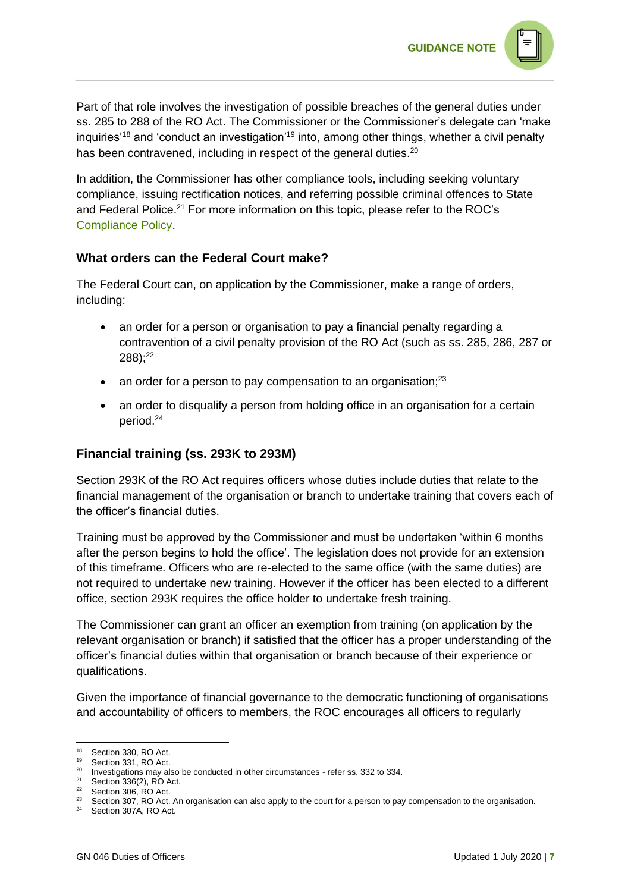Part of that role involves the investigation of possible breaches of the general duties under ss. 285 to 288 of the RO Act. The Commissioner or the Commissioner's delegate can 'make inquiries'[18] and 'conduct an investigation'[19] into, among other things, whether a civil penalty has been contravened, including in respect of the general duties.[20]

In addition, the Commissioner has other compliance tools, including seeking voluntary compliance, issuing rectification notices, and referring possible criminal offences to State and Federal Police.[21] For more information on this topic, please refer to the ROC's Compliance Policy.

### What orders can the Federal Court make?

The Federal Court can, on application by the Commissioner, make a range of orders, including:

- an order for a person or organisation to pay a financial penalty regarding a contravention of a civil penalty provision of the RO Act (such as ss. 285, 286, 287 or 288);[22]
- an order for a person to pay compensation to an organisation;[23]
- an order to disqualify a person from holding office in an organisation for a certain period.[24]

### Financial training (ss. 293K to 293M)

Section 293K of the RO Act requires officers whose duties include duties that relate to the financial management of the organisation or branch to undertake training that covers each of the officer's financial duties.

Training must be approved by the Commissioner and must be undertaken 'within 6 months after the person begins to hold the office'. The legislation does not provide for an extension of this timeframe. Officers who are re-elected to the same office (with the same duties) are not required to undertake new training. However if the officer has been elected to a different office, section 293K requires the office holder to undertake fresh training.

The Commissioner can grant an officer an exemption from training (on application by the relevant organisation or branch) if satisfied that the officer has a proper understanding of the officer's financial duties within that organisation or branch because of their experience or qualifications.

Given the importance of financial governance to the democratic functioning of organisations and accountability of officers to members, the ROC encourages all officers to regularly

---

[18] Section 330, RO Act.
[19] Section 331, RO Act.
[20] Investigations may also be conducted in other circumstances - refer ss. 332 to 334.
[21] Section 336(2), RO Act.
[22] Section 306, RO Act.
[23] Section 307, RO Act. An organisation can also apply to the court for a person to pay compensation to the organisation.
[24] Section 307A, RO Act.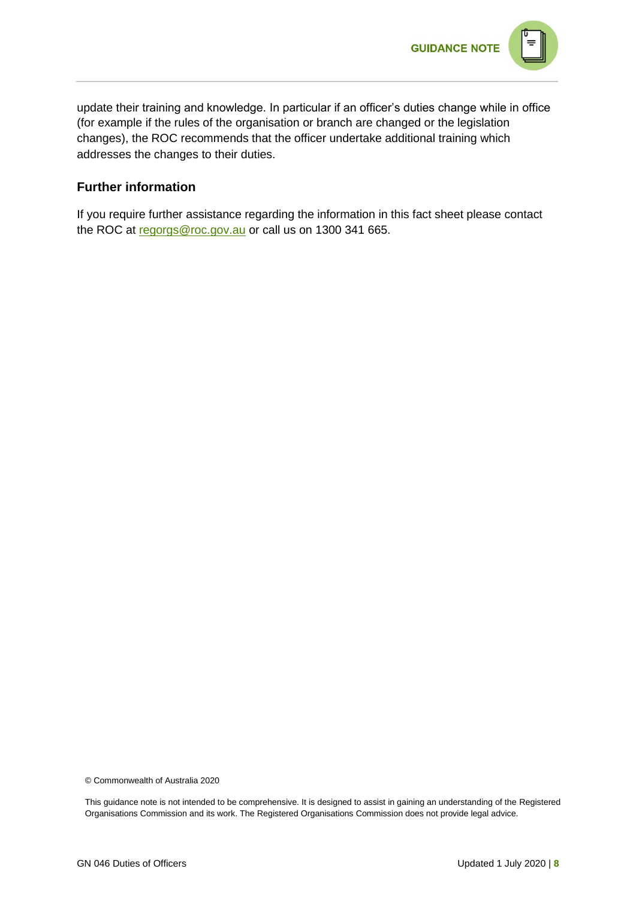update their training and knowledge. In particular if an officer's duties change while in office (for example if the rules of the organisation or branch are changed or the legislation changes), the ROC recommends that the officer undertake additional training which addresses the changes to their duties.

### Further information

If you require further assistance regarding the information in this fact sheet please contact the ROC at regorgs@roc.gov.au or call us on 1300 341 665.

© Commonwealth of Australia 2020

This guidance note is not intended to be comprehensive. It is designed to assist in gaining an understanding of the Registered Organisations Commission and its work. The Registered Organisations Commission does not provide legal advice.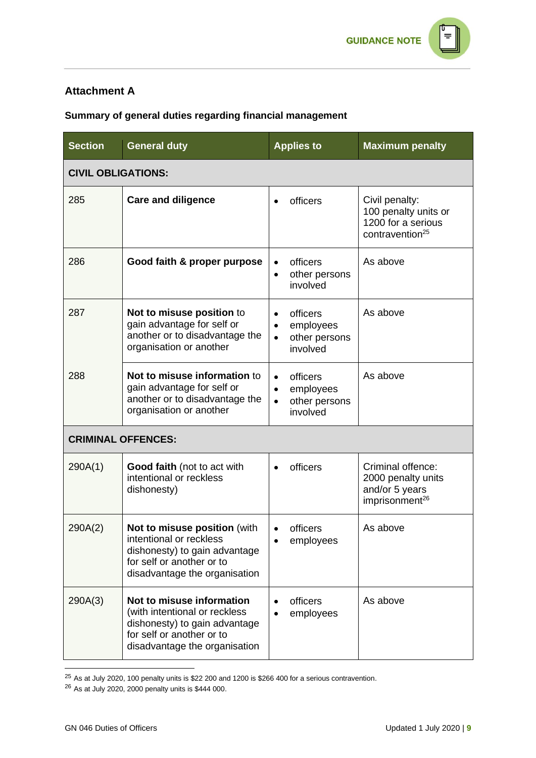## Attachment A

**Summary of general duties regarding financial management**

| Section | General duty | Applies to | Maximum penalty |
|---|---|---|---|
| **CIVIL OBLIGATIONS:** | | | |
| 285 | **Care and diligence** | • officers | Civil penalty: 100 penalty units or 1200 for a serious contravention[25] |
| 286 | **Good faith & proper purpose** | • officers<br>• other persons involved | As above |
| 287 | **Not to misuse position** to gain advantage for self or another or to disadvantage the organisation or another | • officers<br>• employees<br>• other persons involved | As above |
| 288 | **Not to misuse information** to gain advantage for self or another or to disadvantage the organisation or another | • officers<br>• employees<br>• other persons involved | As above |
| **CRIMINAL OFFENCES:** | | | |
| 290A(1) | **Good faith** (not to act with intentional or reckless dishonesty) | • officers | Criminal offence: 2000 penalty units and/or 5 years imprisonment[26] |
| 290A(2) | **Not to misuse position** (with intentional or reckless dishonesty) to gain advantage for self or another or to disadvantage the organisation | • officers<br>• employees | As above |
| 290A(3) | **Not to misuse information** (with intentional or reckless dishonesty) to gain advantage for self or another or to disadvantage the organisation | • officers<br>• employees | As above |

[25] As at July 2020, 100 penalty units is $22 200 and 1200 is $266 400 for a serious contravention.

[26] As at July 2020, 2000 penalty units is $444 000.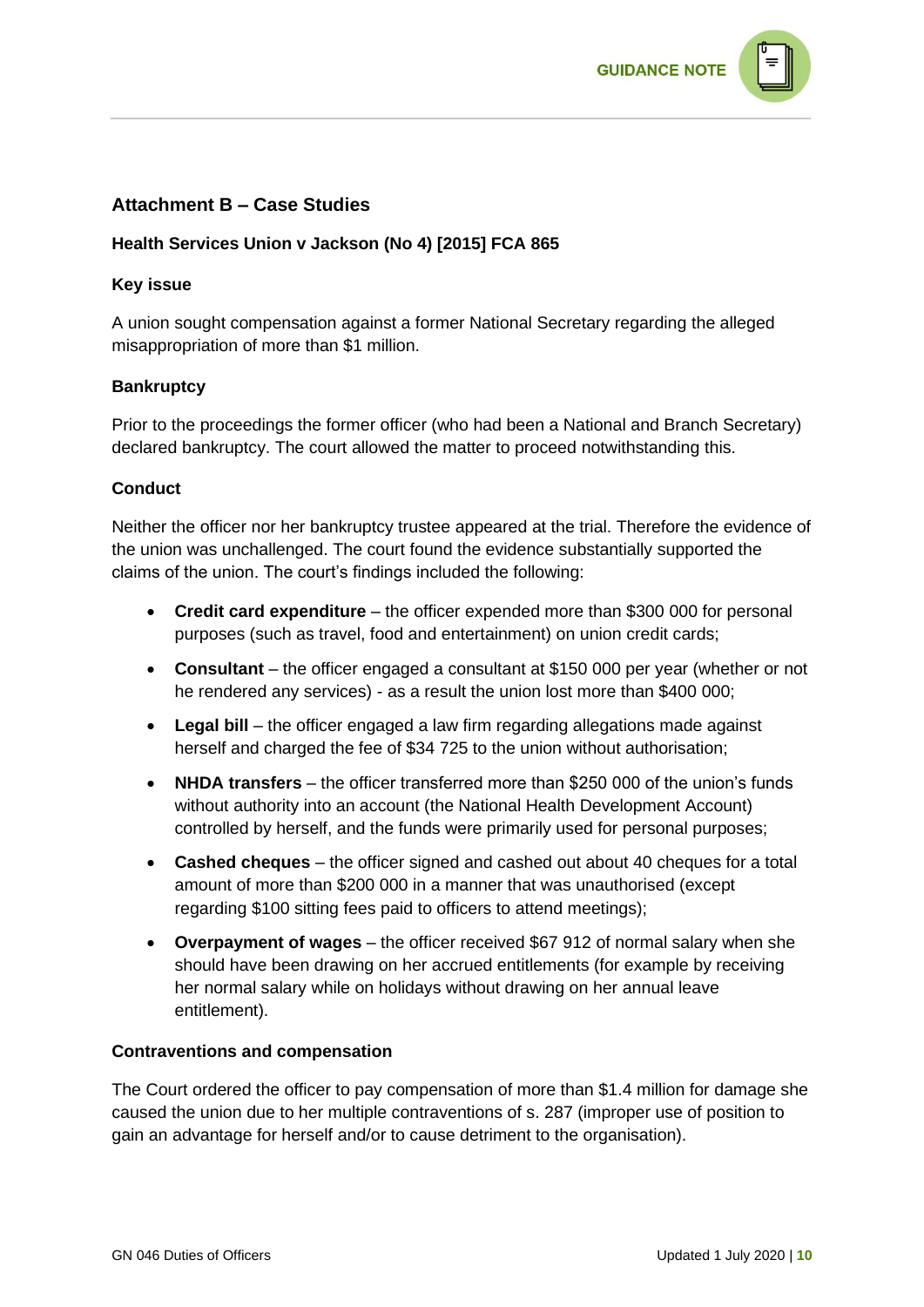## Attachment B – Case Studies

### Health Services Union v Jackson (No 4) [2015] FCA 865

#### Key issue

A union sought compensation against a former National Secretary regarding the alleged misappropriation of more than $1 million.

#### Bankruptcy

Prior to the proceedings the former officer (who had been a National and Branch Secretary) declared bankruptcy. The court allowed the matter to proceed notwithstanding this.

#### Conduct

Neither the officer nor her bankruptcy trustee appeared at the trial. Therefore the evidence of the union was unchallenged. The court found the evidence substantially supported the claims of the union. The court's findings included the following:

- **Credit card expenditure** – the officer expended more than $300 000 for personal purposes (such as travel, food and entertainment) on union credit cards;
- **Consultant** – the officer engaged a consultant at $150 000 per year (whether or not he rendered any services) - as a result the union lost more than $400 000;
- **Legal bill** – the officer engaged a law firm regarding allegations made against herself and charged the fee of $34 725 to the union without authorisation;
- **NHDA transfers** – the officer transferred more than $250 000 of the union's funds without authority into an account (the National Health Development Account) controlled by herself, and the funds were primarily used for personal purposes;
- **Cashed cheques** – the officer signed and cashed out about 40 cheques for a total amount of more than $200 000 in a manner that was unauthorised (except regarding $100 sitting fees paid to officers to attend meetings);
- **Overpayment of wages** – the officer received $67 912 of normal salary when she should have been drawing on her accrued entitlements (for example by receiving her normal salary while on holidays without drawing on her annual leave entitlement).

#### Contraventions and compensation

The Court ordered the officer to pay compensation of more than $1.4 million for damage she caused the union due to her multiple contraventions of s. 287 (improper use of position to gain an advantage for herself and/or to cause detriment to the organisation).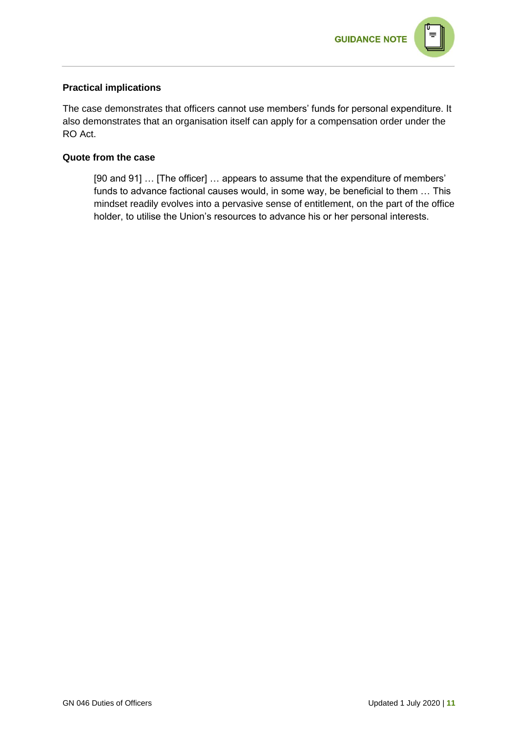### Practical implications

The case demonstrates that officers cannot use members' funds for personal expenditure. It also demonstrates that an organisation itself can apply for a compensation order under the RO Act.

### Quote from the case

> [90 and 91] … [The officer] … appears to assume that the expenditure of members' funds to advance factional causes would, in some way, be beneficial to them … This mindset readily evolves into a pervasive sense of entitlement, on the part of the office holder, to utilise the Union's resources to advance his or her personal interests.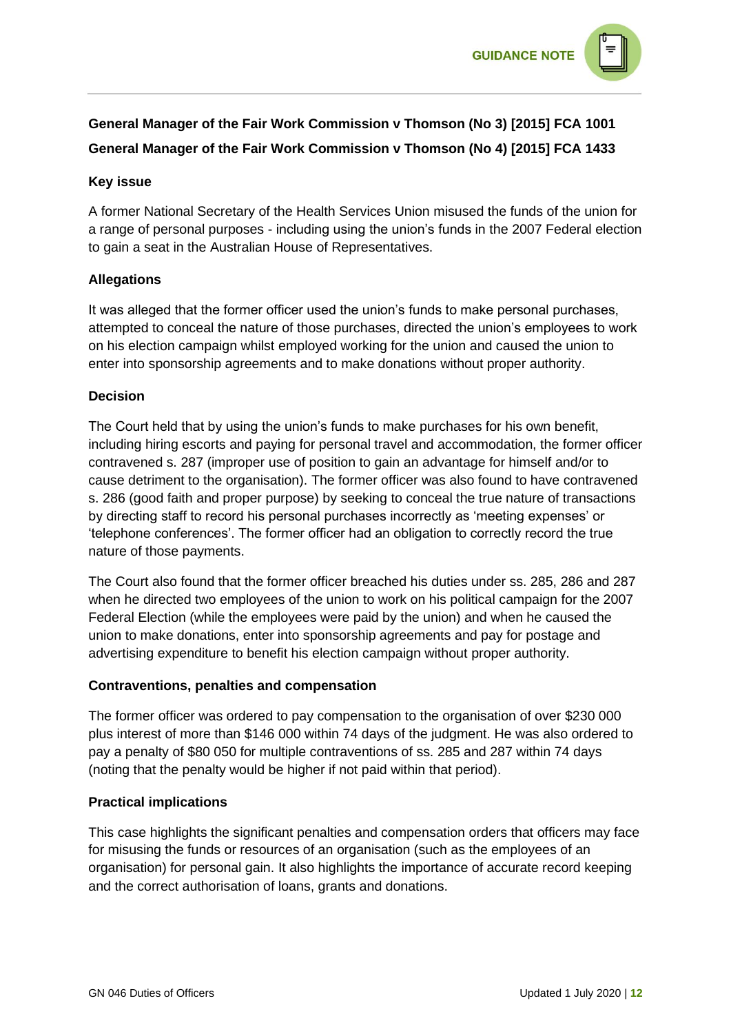**General Manager of the Fair Work Commission v Thomson (No 3) [2015] FCA 1001**

**General Manager of the Fair Work Commission v Thomson (No 4) [2015] FCA 1433**

### Key issue

A former National Secretary of the Health Services Union misused the funds of the union for a range of personal purposes - including using the union's funds in the 2007 Federal election to gain a seat in the Australian House of Representatives.

### Allegations

It was alleged that the former officer used the union's funds to make personal purchases, attempted to conceal the nature of those purchases, directed the union's employees to work on his election campaign whilst employed working for the union and caused the union to enter into sponsorship agreements and to make donations without proper authority.

### Decision

The Court held that by using the union's funds to make purchases for his own benefit, including hiring escorts and paying for personal travel and accommodation, the former officer contravened s. 287 (improper use of position to gain an advantage for himself and/or to cause detriment to the organisation). The former officer was also found to have contravened s. 286 (good faith and proper purpose) by seeking to conceal the true nature of transactions by directing staff to record his personal purchases incorrectly as 'meeting expenses' or 'telephone conferences'. The former officer had an obligation to correctly record the true nature of those payments.

The Court also found that the former officer breached his duties under ss. 285, 286 and 287 when he directed two employees of the union to work on his political campaign for the 2007 Federal Election (while the employees were paid by the union) and when he caused the union to make donations, enter into sponsorship agreements and pay for postage and advertising expenditure to benefit his election campaign without proper authority.

### Contraventions, penalties and compensation

The former officer was ordered to pay compensation to the organisation of over $230 000 plus interest of more than $146 000 within 74 days of the judgment. He was also ordered to pay a penalty of $80 050 for multiple contraventions of ss. 285 and 287 within 74 days (noting that the penalty would be higher if not paid within that period).

### Practical implications

This case highlights the significant penalties and compensation orders that officers may face for misusing the funds or resources of an organisation (such as the employees of an organisation) for personal gain. It also highlights the importance of accurate record keeping and the correct authorisation of loans, grants and donations.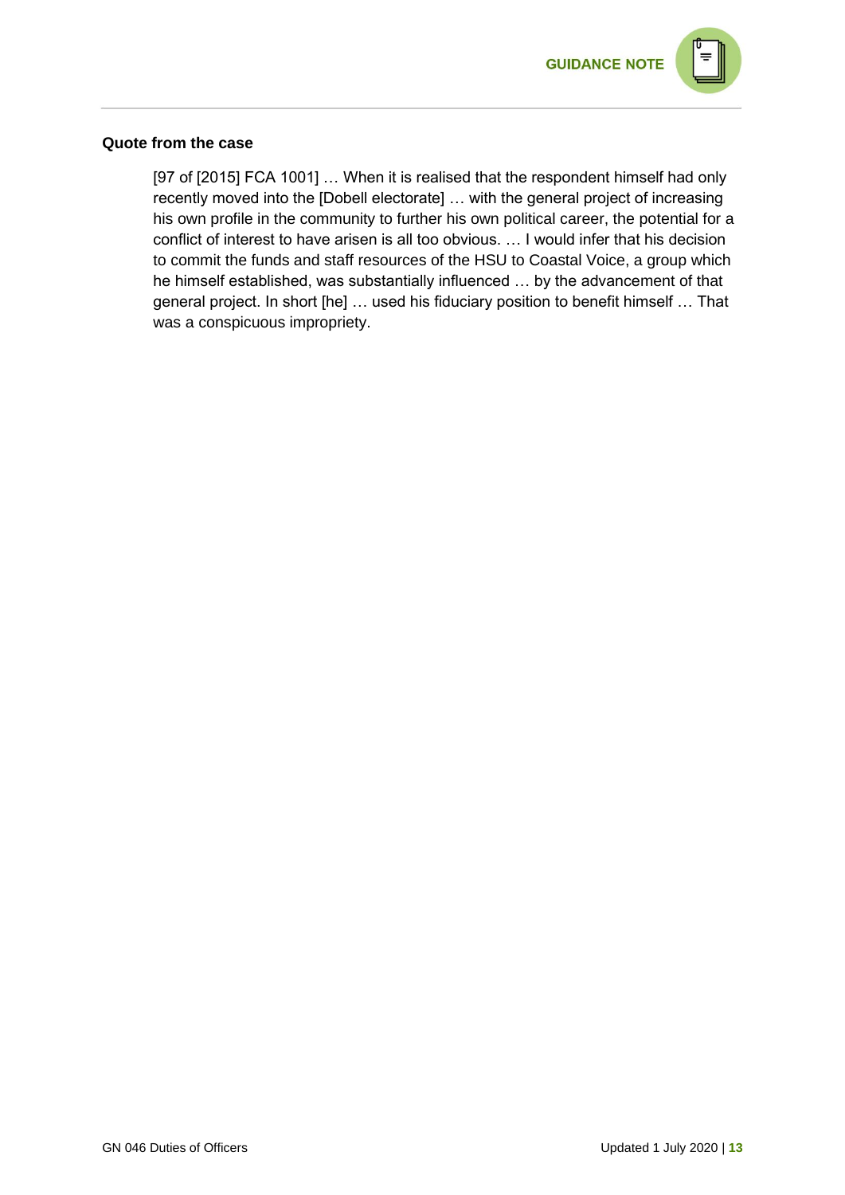**Quote from the case**

> [97 of [2015] FCA 1001] … When it is realised that the respondent himself had only recently moved into the [Dobell electorate] … with the general project of increasing his own profile in the community to further his own political career, the potential for a conflict of interest to have arisen is all too obvious. … I would infer that his decision to commit the funds and staff resources of the HSU to Coastal Voice, a group which he himself established, was substantially influenced … by the advancement of that general project. In short [he] … used his fiduciary position to benefit himself … That was a conspicuous impropriety.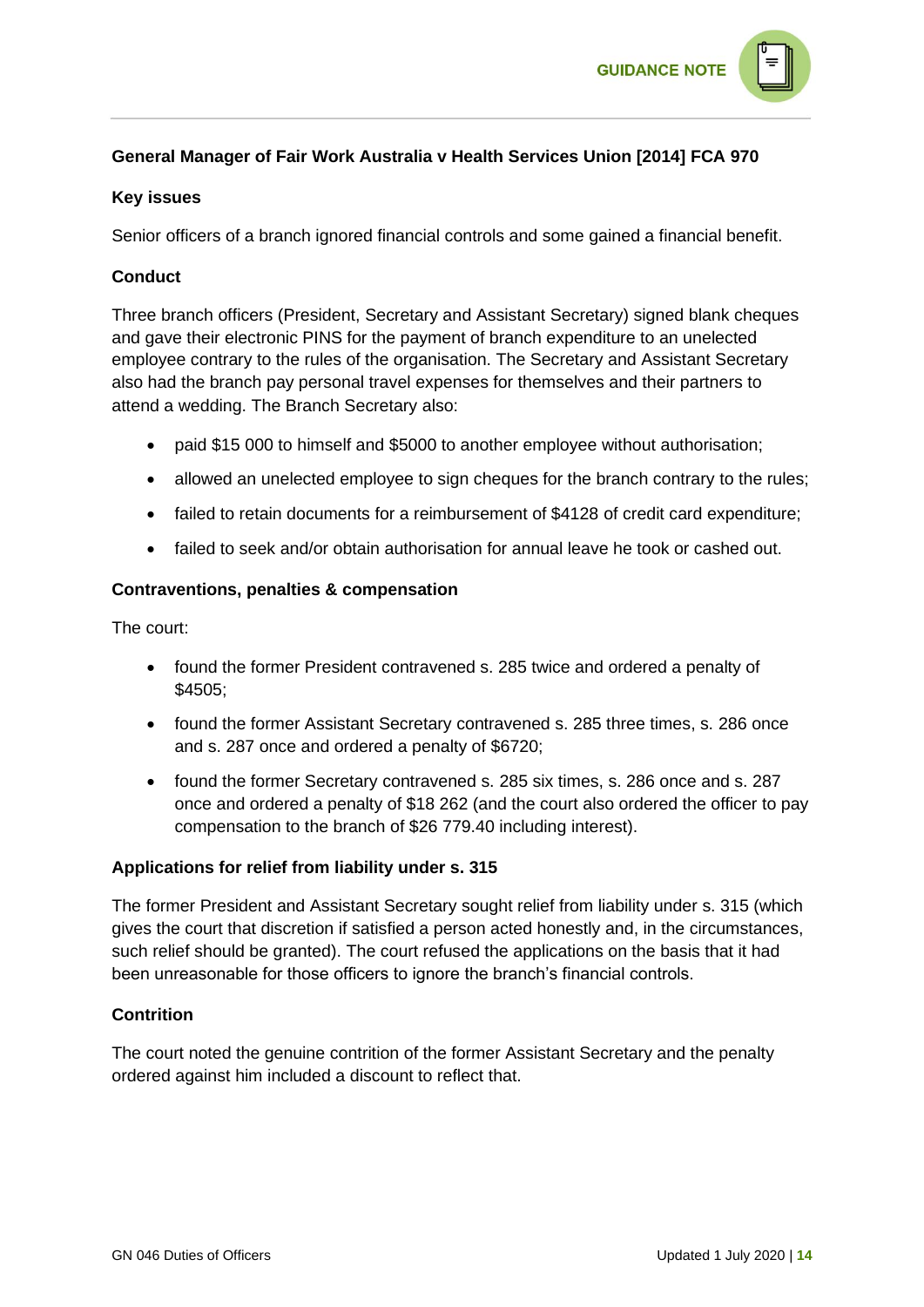**General Manager of Fair Work Australia v Health Services Union [2014] FCA 970**

**Key issues**

Senior officers of a branch ignored financial controls and some gained a financial benefit.

**Conduct**

Three branch officers (President, Secretary and Assistant Secretary) signed blank cheques and gave their electronic PINS for the payment of branch expenditure to an unelected employee contrary to the rules of the organisation. The Secretary and Assistant Secretary also had the branch pay personal travel expenses for themselves and their partners to attend a wedding. The Branch Secretary also:

- paid $15 000 to himself and $5000 to another employee without authorisation;
- allowed an unelected employee to sign cheques for the branch contrary to the rules;
- failed to retain documents for a reimbursement of $4128 of credit card expenditure;
- failed to seek and/or obtain authorisation for annual leave he took or cashed out.

**Contraventions, penalties & compensation**

The court:

- found the former President contravened s. 285 twice and ordered a penalty of $4505;
- found the former Assistant Secretary contravened s. 285 three times, s. 286 once and s. 287 once and ordered a penalty of $6720;
- found the former Secretary contravened s. 285 six times, s. 286 once and s. 287 once and ordered a penalty of $18 262 (and the court also ordered the officer to pay compensation to the branch of $26 779.40 including interest).

**Applications for relief from liability under s. 315**

The former President and Assistant Secretary sought relief from liability under s. 315 (which gives the court that discretion if satisfied a person acted honestly and, in the circumstances, such relief should be granted). The court refused the applications on the basis that it had been unreasonable for those officers to ignore the branch's financial controls.

**Contrition**

The court noted the genuine contrition of the former Assistant Secretary and the penalty ordered against him included a discount to reflect that.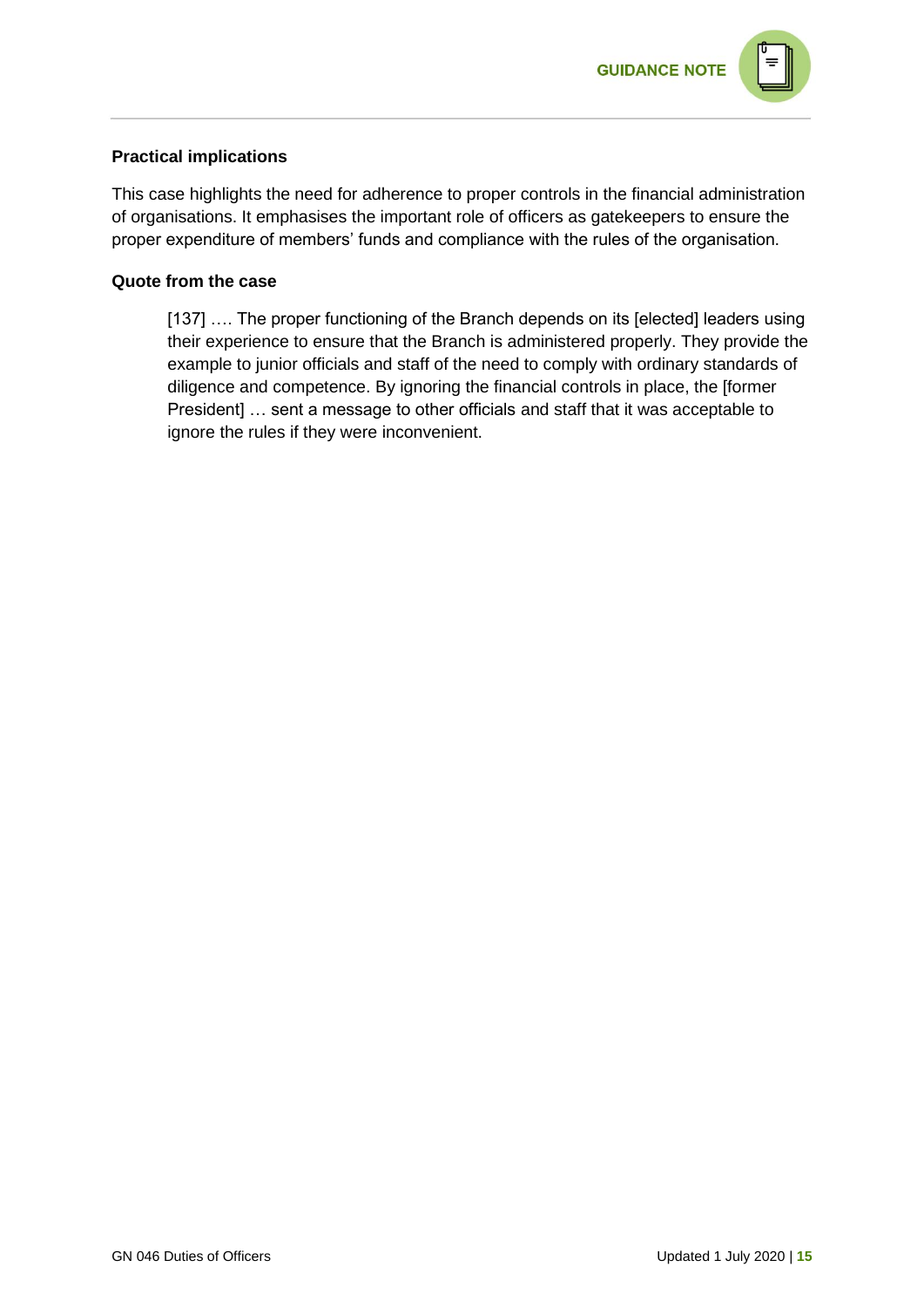### Practical implications

This case highlights the need for adherence to proper controls in the financial administration of organisations. It emphasises the important role of officers as gatekeepers to ensure the proper expenditure of members' funds and compliance with the rules of the organisation.

### Quote from the case

> [137] …. The proper functioning of the Branch depends on its [elected] leaders using their experience to ensure that the Branch is administered properly. They provide the example to junior officials and staff of the need to comply with ordinary standards of diligence and competence. By ignoring the financial controls in place, the [former President] … sent a message to other officials and staff that it was acceptable to ignore the rules if they were inconvenient.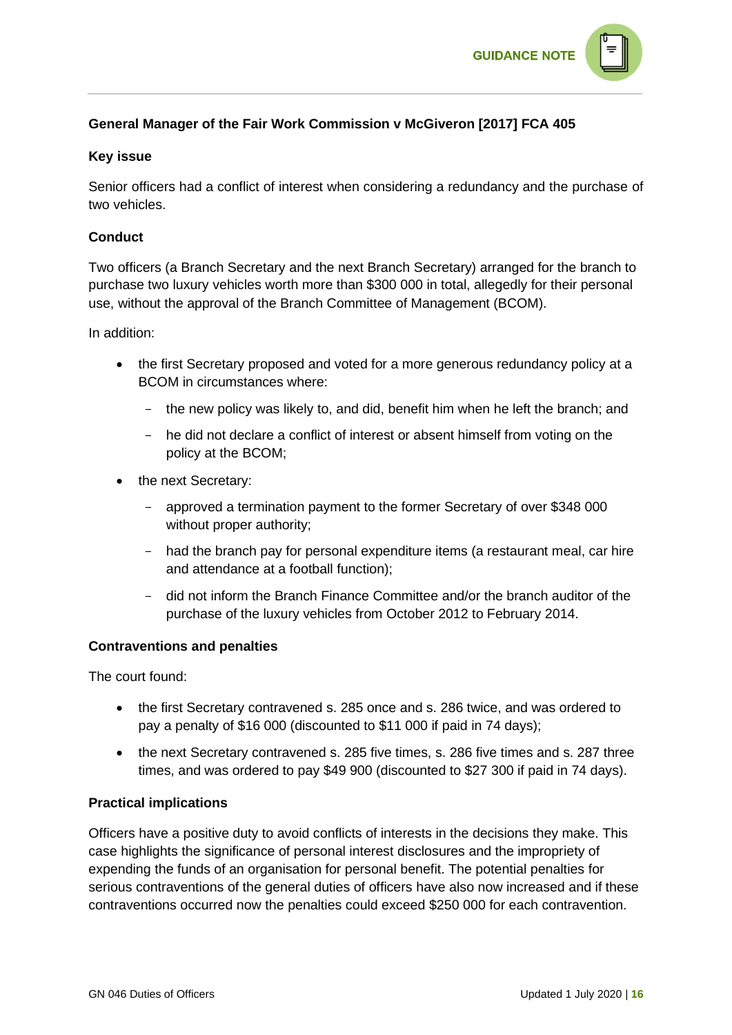### General Manager of the Fair Work Commission v McGiveron [2017] FCA 405

#### Key issue

Senior officers had a conflict of interest when considering a redundancy and the purchase of two vehicles.

#### Conduct

Two officers (a Branch Secretary and the next Branch Secretary) arranged for the branch to purchase two luxury vehicles worth more than $300 000 in total, allegedly for their personal use, without the approval of the Branch Committee of Management (BCOM).

In addition:

- the first Secretary proposed and voted for a more generous redundancy policy at a BCOM in circumstances where:
  - the new policy was likely to, and did, benefit him when he left the branch; and
  - he did not declare a conflict of interest or absent himself from voting on the policy at the BCOM;
- the next Secretary:
  - approved a termination payment to the former Secretary of over $348 000 without proper authority;
  - had the branch pay for personal expenditure items (a restaurant meal, car hire and attendance at a football function);
  - did not inform the Branch Finance Committee and/or the branch auditor of the purchase of the luxury vehicles from October 2012 to February 2014.

#### Contraventions and penalties

The court found:

- the first Secretary contravened s. 285 once and s. 286 twice, and was ordered to pay a penalty of $16 000 (discounted to $11 000 if paid in 74 days);
- the next Secretary contravened s. 285 five times, s. 286 five times and s. 287 three times, and was ordered to pay $49 900 (discounted to $27 300 if paid in 74 days).

#### Practical implications

Officers have a positive duty to avoid conflicts of interests in the decisions they make. This case highlights the significance of personal interest disclosures and the impropriety of expending the funds of an organisation for personal benefit. The potential penalties for serious contraventions of the general duties of officers have also now increased and if these contraventions occurred now the penalties could exceed $250 000 for each contravention.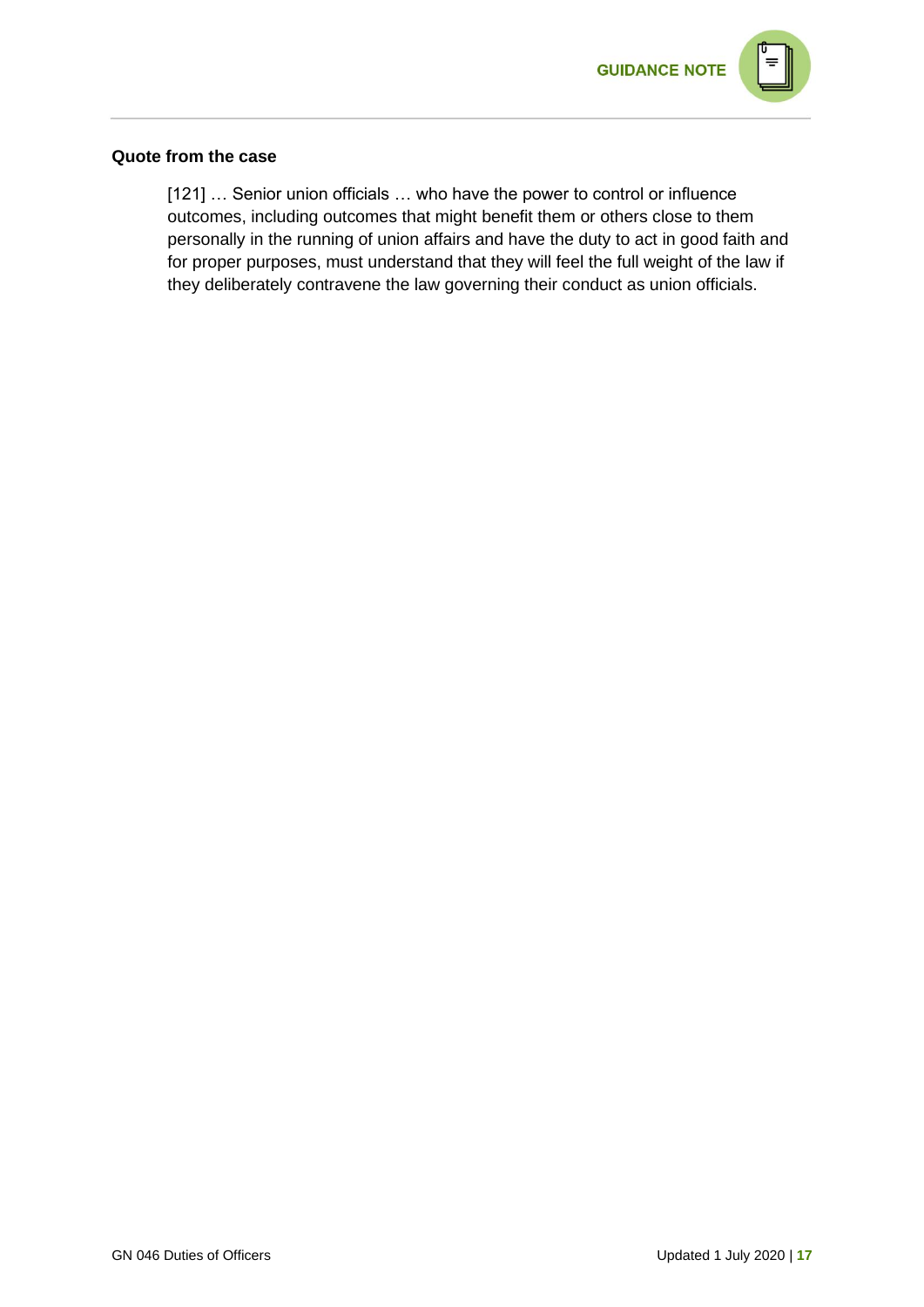**Quote from the case**

> [121] … Senior union officials … who have the power to control or influence outcomes, including outcomes that might benefit them or others close to them personally in the running of union affairs and have the duty to act in good faith and for proper purposes, must understand that they will feel the full weight of the law if they deliberately contravene the law governing their conduct as union officials.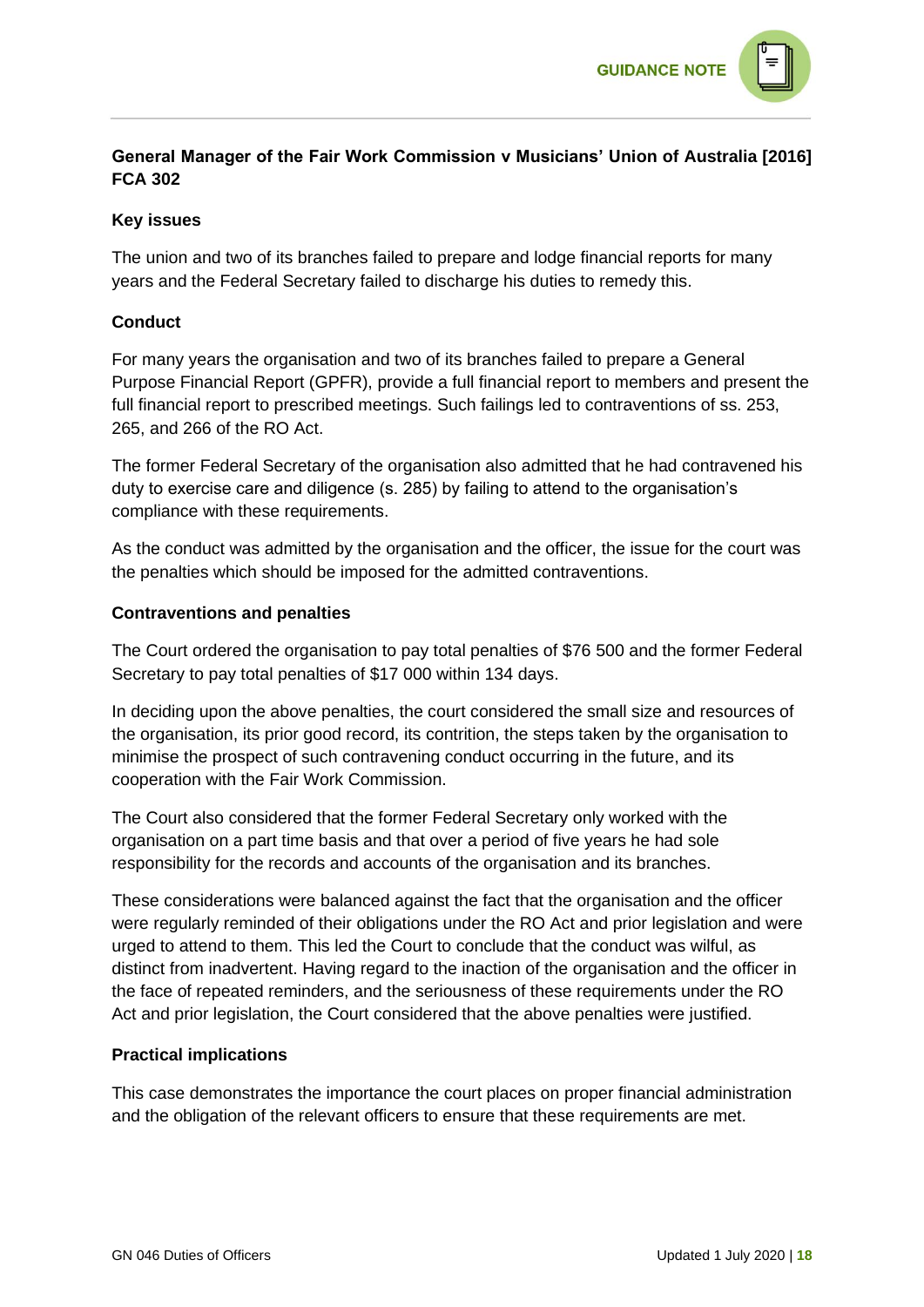**General Manager of the Fair Work Commission v Musicians' Union of Australia [2016] FCA 302**

**Key issues**

The union and two of its branches failed to prepare and lodge financial reports for many years and the Federal Secretary failed to discharge his duties to remedy this.

**Conduct**

For many years the organisation and two of its branches failed to prepare a General Purpose Financial Report (GPFR), provide a full financial report to members and present the full financial report to prescribed meetings. Such failings led to contraventions of ss. 253, 265, and 266 of the RO Act.

The former Federal Secretary of the organisation also admitted that he had contravened his duty to exercise care and diligence (s. 285) by failing to attend to the organisation's compliance with these requirements.

As the conduct was admitted by the organisation and the officer, the issue for the court was the penalties which should be imposed for the admitted contraventions.

**Contraventions and penalties**

The Court ordered the organisation to pay total penalties of $76 500 and the former Federal Secretary to pay total penalties of $17 000 within 134 days.

In deciding upon the above penalties, the court considered the small size and resources of the organisation, its prior good record, its contrition, the steps taken by the organisation to minimise the prospect of such contravening conduct occurring in the future, and its cooperation with the Fair Work Commission.

The Court also considered that the former Federal Secretary only worked with the organisation on a part time basis and that over a period of five years he had sole responsibility for the records and accounts of the organisation and its branches.

These considerations were balanced against the fact that the organisation and the officer were regularly reminded of their obligations under the RO Act and prior legislation and were urged to attend to them. This led the Court to conclude that the conduct was wilful, as distinct from inadvertent. Having regard to the inaction of the organisation and the officer in the face of repeated reminders, and the seriousness of these requirements under the RO Act and prior legislation, the Court considered that the above penalties were justified.

**Practical implications**

This case demonstrates the importance the court places on proper financial administration and the obligation of the relevant officers to ensure that these requirements are met.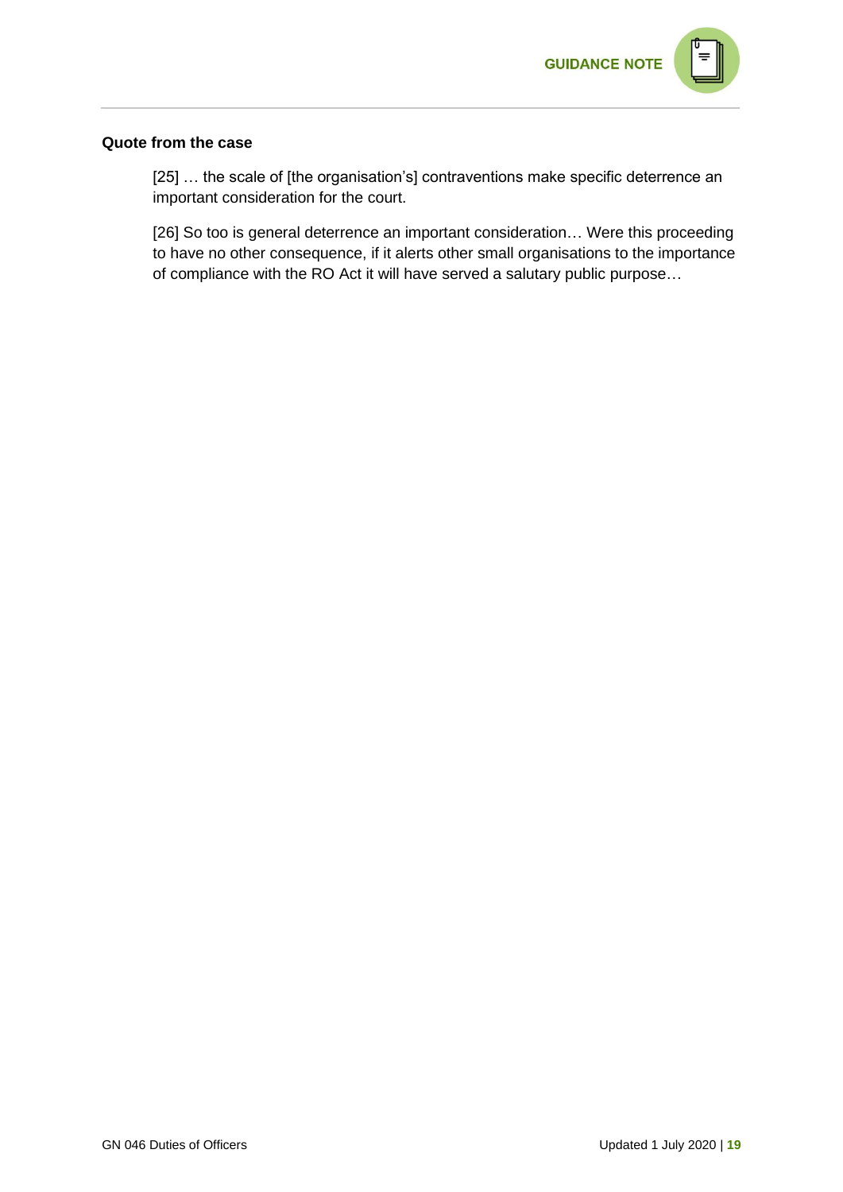**Quote from the case**

> [25] … the scale of [the organisation's] contraventions make specific deterrence an important consideration for the court.
>
> [26] So too is general deterrence an important consideration… Were this proceeding to have no other consequence, if it alerts other small organisations to the importance of compliance with the RO Act it will have served a salutary public purpose…